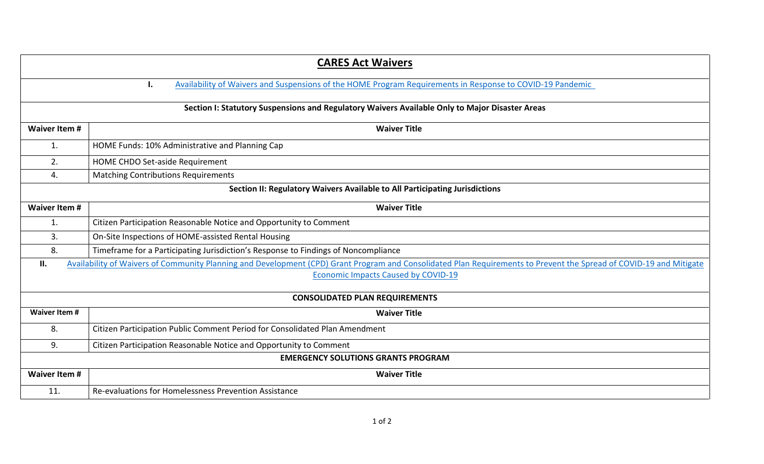# CARES Act Waivers

## I. Availability of Waivers and Suspensions of the HOME Program Requirements in Response to COVID-19 Pandemic

### Section I: Statutory Suspensions and Regulatory Waivers Available Only to Major Disaster Areas

| Waiver Item # | Waiver Title |
|---|---|
| 1. | HOME Funds: 10% Administrative and Planning Cap |
| 2. | HOME CHDO Set-aside Requirement |
| 4. | Matching Contributions Requirements |

### Section II: Regulatory Waivers Available to All Participating Jurisdictions

| Waiver Item # | Waiver Title |
|---|---|
| 1. | Citizen Participation Reasonable Notice and Opportunity to Comment |
| 3. | On-Site Inspections of HOME-assisted Rental Housing |
| 8. | Timeframe for a Participating Jurisdiction's Response to Findings of Noncompliance |

## II. Availability of Waivers of Community Planning and Development (CPD) Grant Program and Consolidated Plan Requirements to Prevent the Spread of COVID-19 and Mitigate Economic Impacts Caused by COVID-19

### CONSOLIDATED PLAN REQUIREMENTS

| Waiver Item # | Waiver Title |
|---|---|
| 8. | Citizen Participation Public Comment Period for Consolidated Plan Amendment |
| 9. | Citizen Participation Reasonable Notice and Opportunity to Comment |

### EMERGENCY SOLUTIONS GRANTS PROGRAM

| Waiver Item # | Waiver Title |
|---|---|
| 11. | Re-evaluations for Homelessness Prevention Assistance |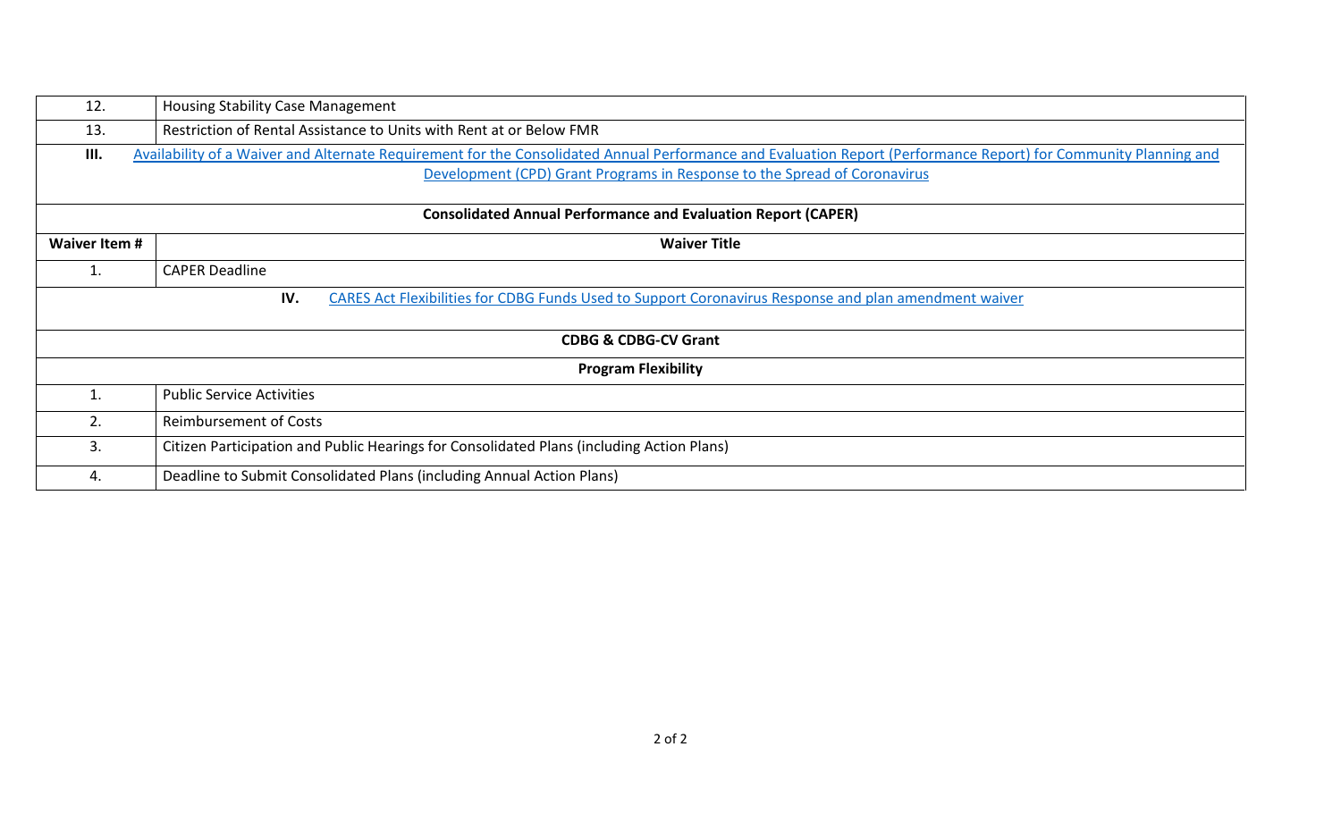| | |
|---|---|
| 12. | Housing Stability Case Management |
| 13. | Restriction of Rental Assistance to Units with Rent at or Below FMR |
| **III.** | Availability of a Waiver and Alternate Requirement for the Consolidated Annual Performance and Evaluation Report (Performance Report) for Community Planning and Development (CPD) Grant Programs in Response to the Spread of Coronavirus |
| **Consolidated Annual Performance and Evaluation Report (CAPER)** | |
| **Waiver Item #** | **Waiver Title** |
| 1. | CAPER Deadline |
| **IV.** | CARES Act Flexibilities for CDBG Funds Used to Support Coronavirus Response and plan amendment waiver |
| **CDBG & CDBG-CV Grant** | |
| **Program Flexibility** | |
| 1. | Public Service Activities |
| 2. | Reimbursement of Costs |
| 3. | Citizen Participation and Public Hearings for Consolidated Plans (including Action Plans) |
| 4. | Deadline to Submit Consolidated Plans (including Annual Action Plans) |